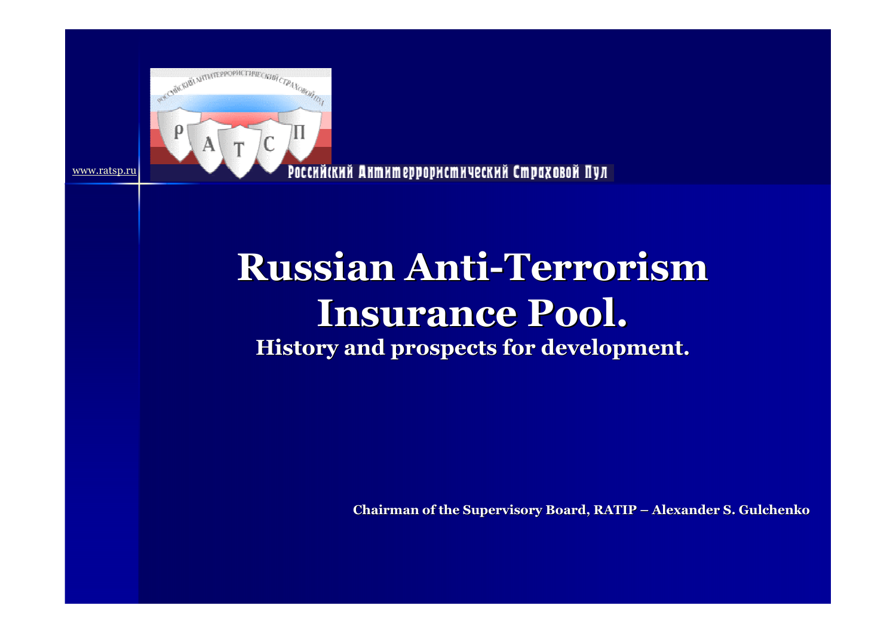www.ratsp.ru

Российский Антитеррористический Страховой Пул

# Russian Anti-Terrorism Insurance Pool.

## History and prospects for development.

**Chairman of the Supervisory Board, RATIP – Alexander S. Gulchenko**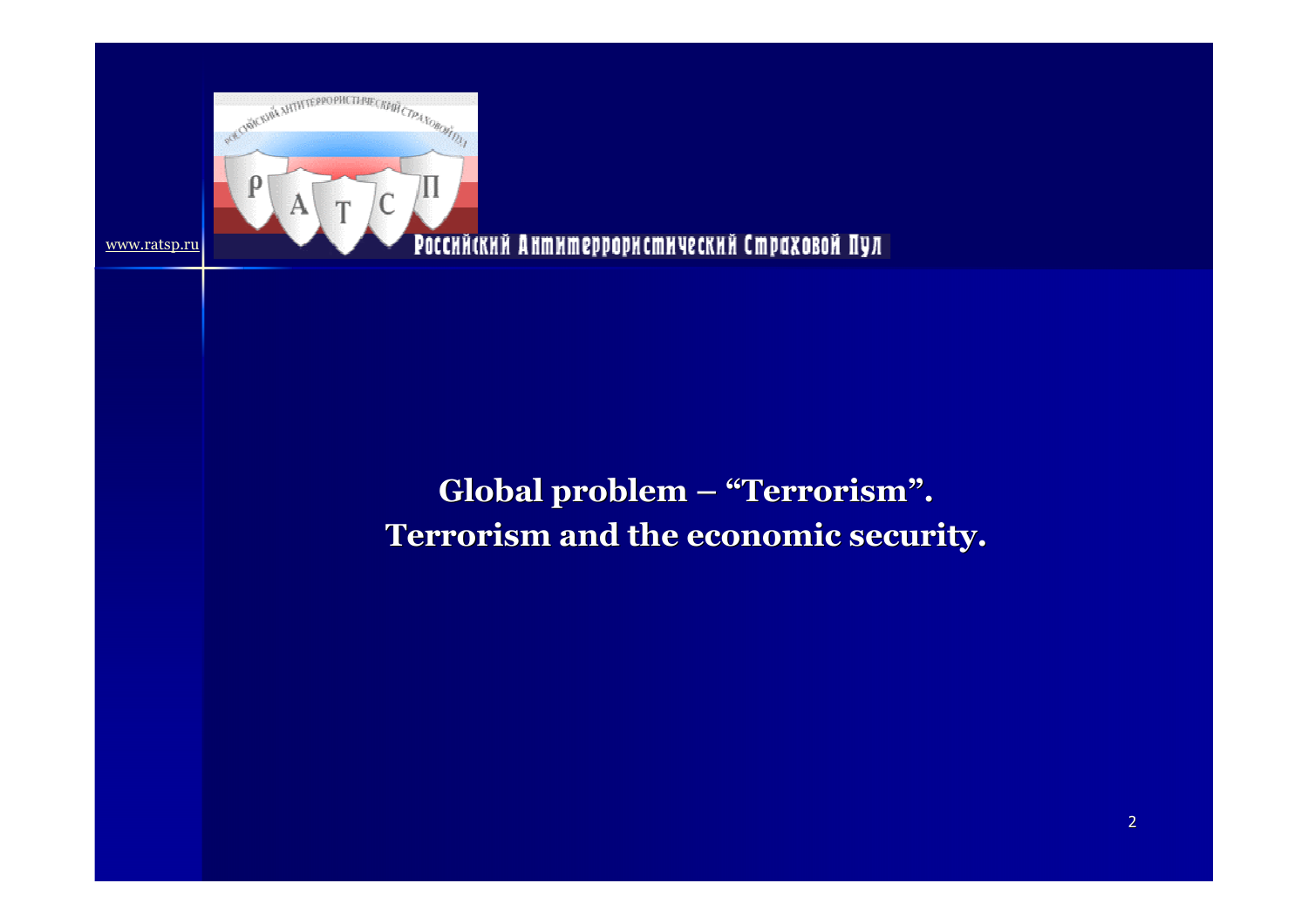# Global problem – "Terrorism".
# Terrorism and the economic security.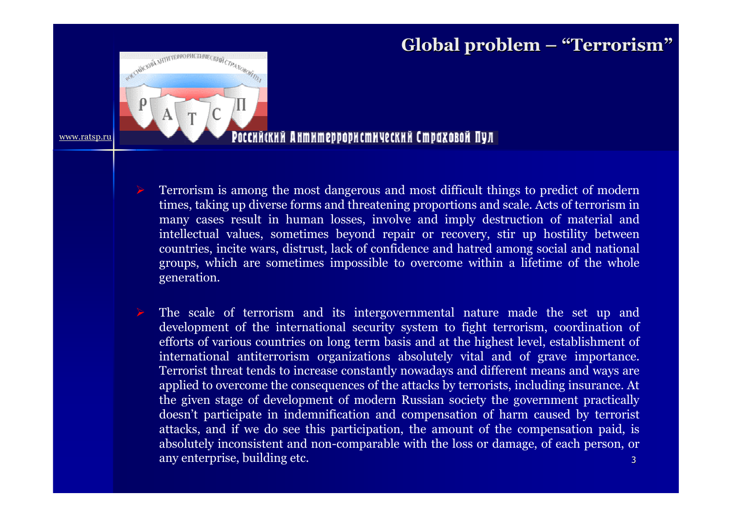# Global problem – "Terrorism"

- Terrorism is among the most dangerous and most difficult things to predict of modern times, taking up diverse forms and threatening proportions and scale. Acts of terrorism in many cases result in human losses, involve and imply destruction of material and intellectual values, sometimes beyond repair or recovery, stir up hostility between countries, incite wars, distrust, lack of confidence and hatred among social and national groups, which are sometimes impossible to overcome within a lifetime of the whole generation.

- The scale of terrorism and its intergovernmental nature made the set up and development of the international security system to fight terrorism, coordination of efforts of various countries on long term basis and at the highest level, establishment of international antiterrorism organizations absolutely vital and of grave importance. Terrorist threat tends to increase constantly nowadays and different means and ways are applied to overcome the consequences of the attacks by terrorists, including insurance. At the given stage of development of modern Russian society the government practically doesn't participate in indemnification and compensation of harm caused by terrorist attacks, and if we do see this participation, the amount of the compensation paid, is absolutely inconsistent and non-comparable with the loss or damage, of each person, or any enterprise, building etc.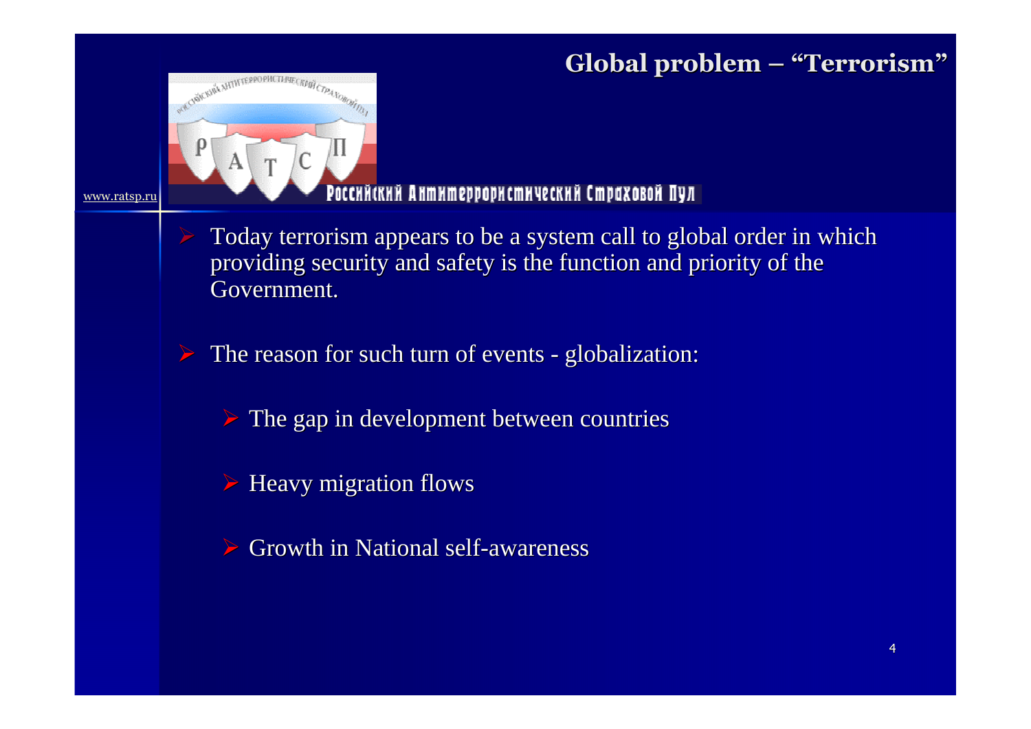# Global problem – "Terrorism"

www.ratsp.ru

Российский Антитеррористический Страховой Пул

- Today terrorism appears to be a system call to global order in which providing security and safety is the function and priority of the Government.

- The reason for such turn of events - globalization:
  - The gap in development between countries
  - Heavy migration flows
  - Growth in National self-awareness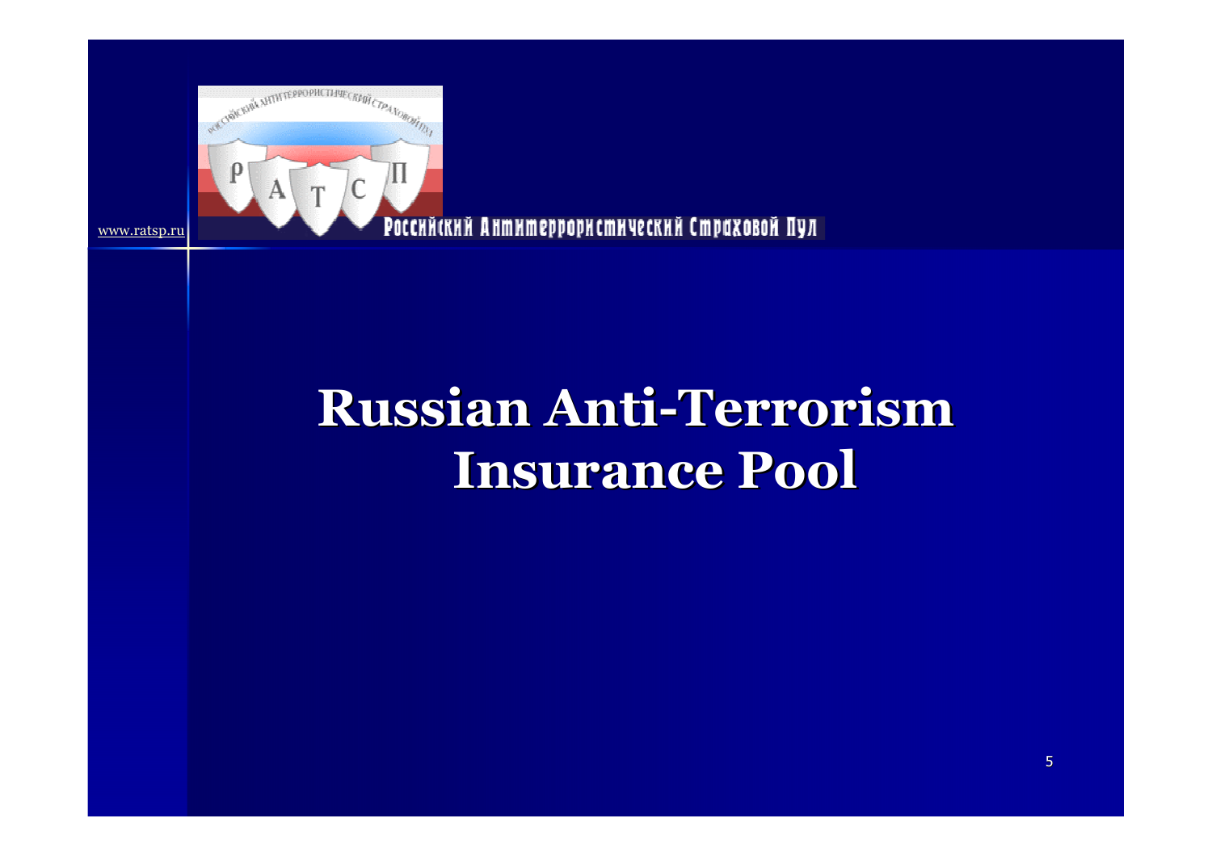www.ratsp.ru

Российский Антитеррористический Страховой Пул

# Russian Anti-Terrorism Insurance Pool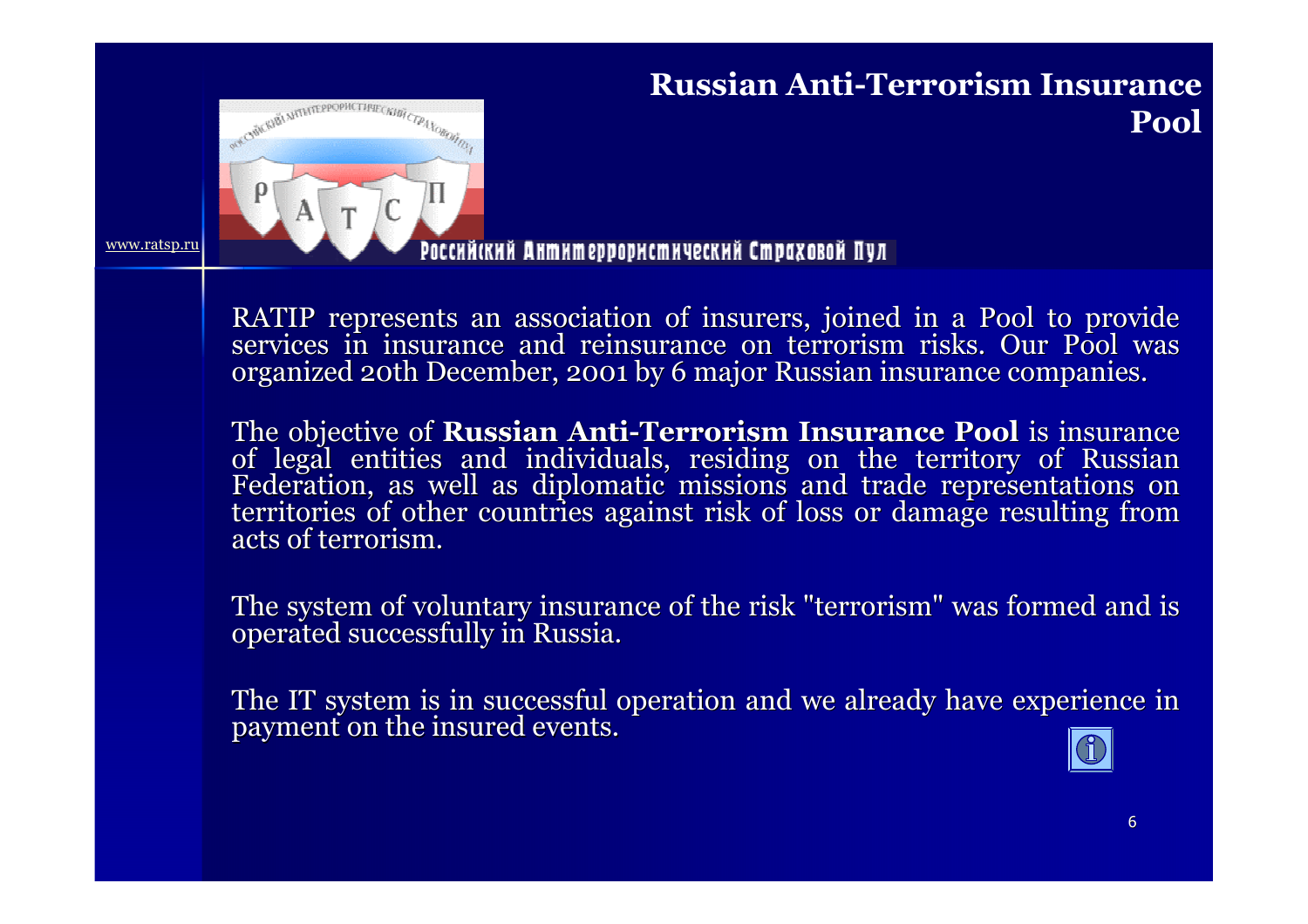# Russian Anti-Terrorism Insurance Pool

www.ratsp.ru

Российский Антитеррористический Страховой Пул

RATIP represents an association of insurers, joined in a Pool to provide services in insurance and reinsurance on terrorism risks. Our Pool was organized 20th December, 2001 by 6 major Russian insurance companies.

The objective of **Russian Anti-Terrorism Insurance Pool** is insurance of legal entities and individuals, residing on the territory of Russian Federation, as well as diplomatic missions and trade representations on territories of other countries against risk of loss or damage resulting from acts of terrorism.

The system of voluntary insurance of the risk "terrorism" was formed and is operated successfully in Russia.

The IT system is in successful operation and we already have experience in payment on the insured events.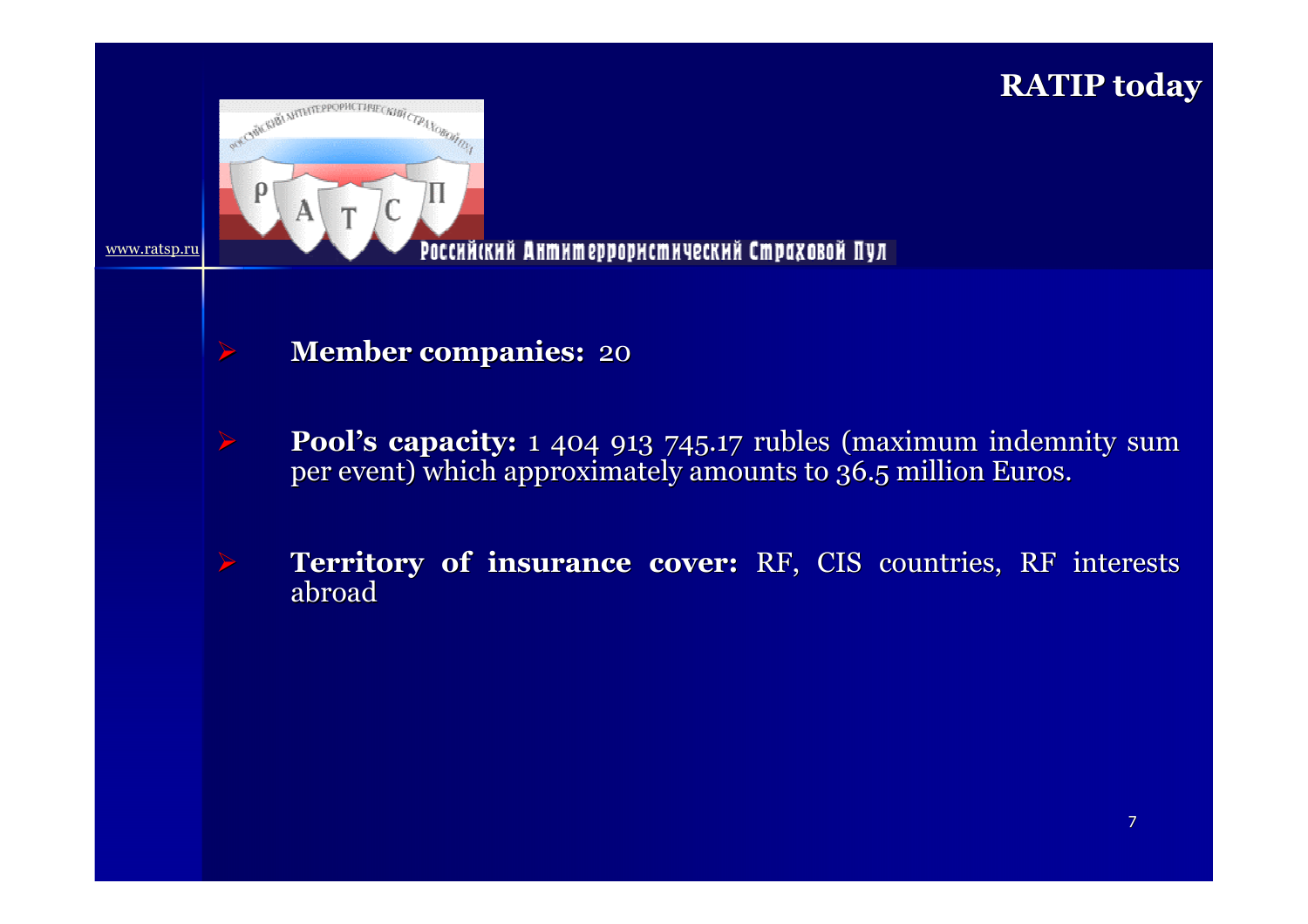# RATIP today

www.ratsp.ru

Российский Антитеррористический Страховой Пул

- **Member companies:** 20
- **Pool's capacity:** 1 404 913 745.17 rubles (maximum indemnity sum per event) which approximately amounts to 36.5 million Euros.
- **Territory of insurance cover:** RF, CIS countries, RF interests abroad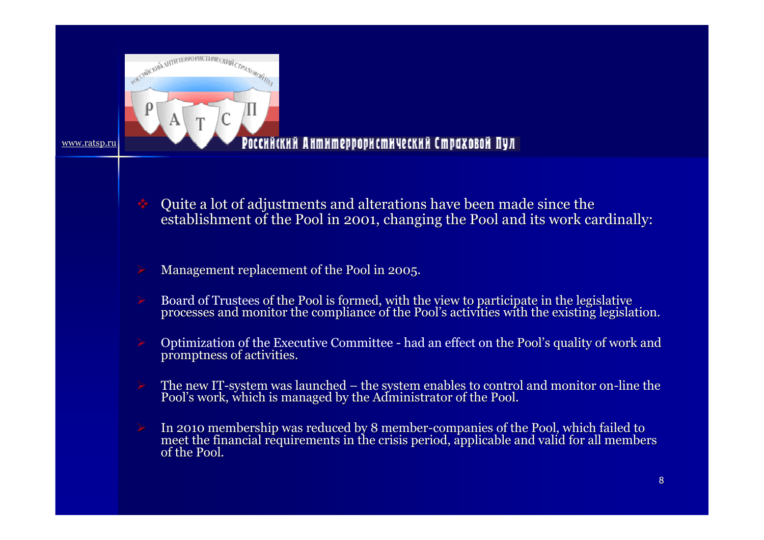- Quite a lot of adjustments and alterations have been made since the establishment of the Pool in 2001, changing the Pool and its work cardinally:

- Management replacement of the Pool in 2005.
- Board of Trustees of the Pool is formed, with the view to participate in the legislative processes and monitor the compliance of the Pool's activities with the existing legislation.
- Optimization of the Executive Committee - had an effect on the Pool's quality of work and promptness of activities.
- The new IT-system was launched – the system enables to control and monitor on-line the Pool's work, which is managed by the Administrator of the Pool.
- In 2010 membership was reduced by 8 member-companies of the Pool, which failed to meet the financial requirements in the crisis period, applicable and valid for all members of the Pool.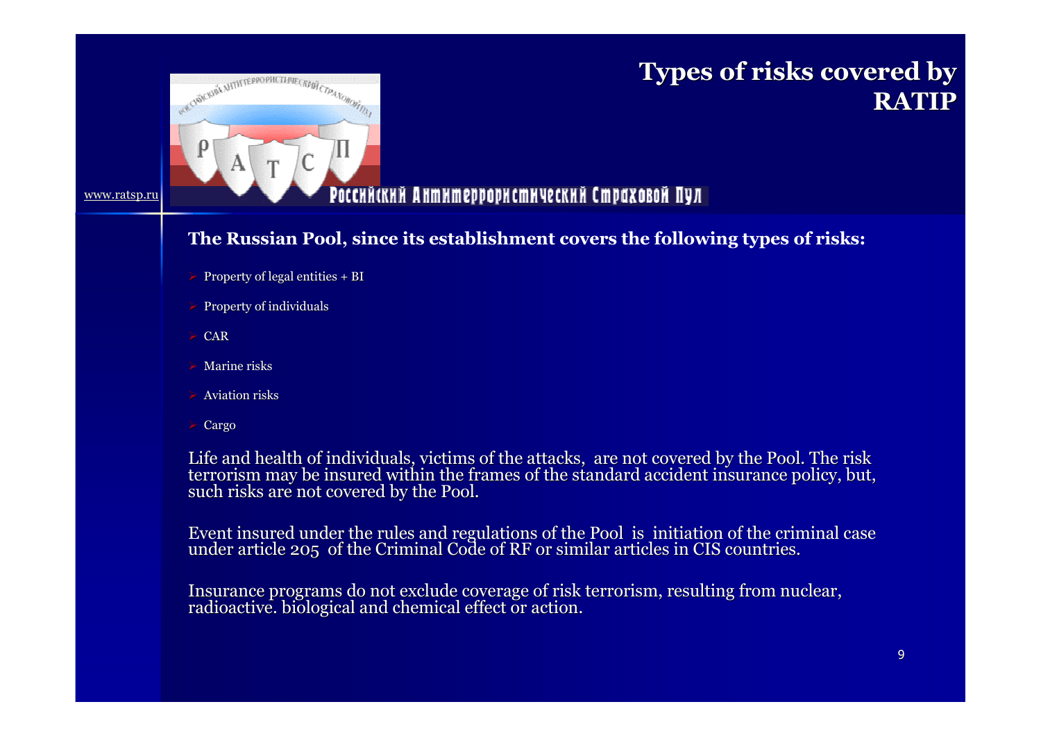# Types of risks covered by RATIP

www.ratsp.ru

Российский Антитеррористический Страховой Пул

**The Russian Pool, since its establishment covers the following types of risks:**

- Property of legal entities + BI
- Property of individuals
- CAR
- Marine risks
- Aviation risks
- Cargo

Life and health of individuals, victims of the attacks, are not covered by the Pool. The risk terrorism may be insured within the frames of the standard accident insurance policy, but, such risks are not covered by the Pool.

Event insured under the rules and regulations of the Pool is initiation of the criminal case under article 205 of the Criminal Code of RF or similar articles in CIS countries.

Insurance programs do not exclude coverage of risk terrorism, resulting from nuclear, radioactive. biological and chemical effect or action.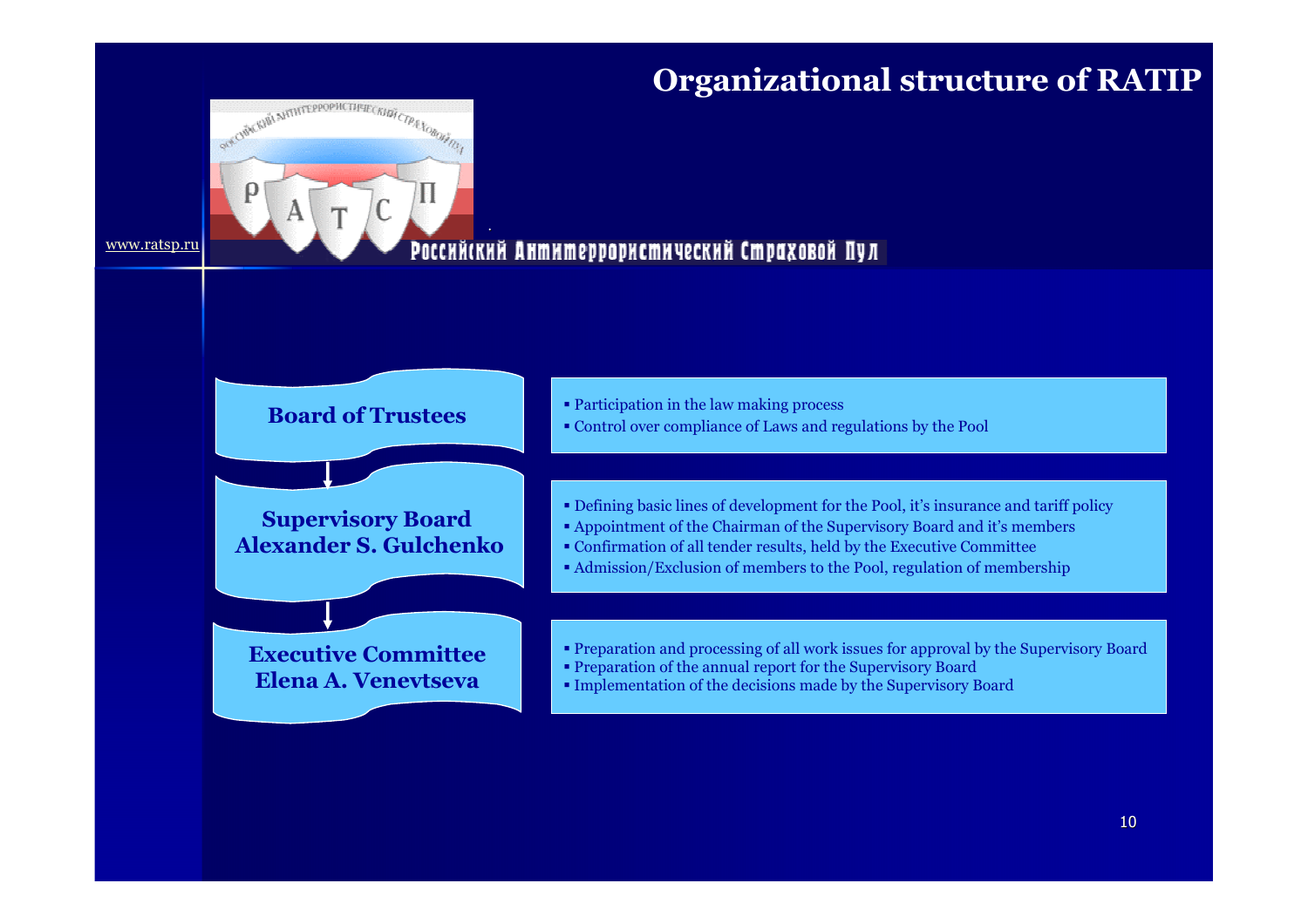# Organizational structure of RATIP

www.ratsp.ru

Российский Антитеррористический Страховой Пул

### Board of Trustees

- Participation in the law making process
- Control over compliance of Laws and regulations by the Pool

### Supervisory Board Alexander S. Gulchenko

- Defining basic lines of development for the Pool, it's insurance and tariff policy
- Appointment of the Chairman of the Supervisory Board and it's members
- Confirmation of all tender results, held by the Executive Committee
- Admission/Exclusion of members to the Pool, regulation of membership

### Executive Committee Elena A. Venevtseva

- Preparation and processing of all work issues for approval by the Supervisory Board
- Preparation of the annual report for the Supervisory Board
- Implementation of the decisions made by the Supervisory Board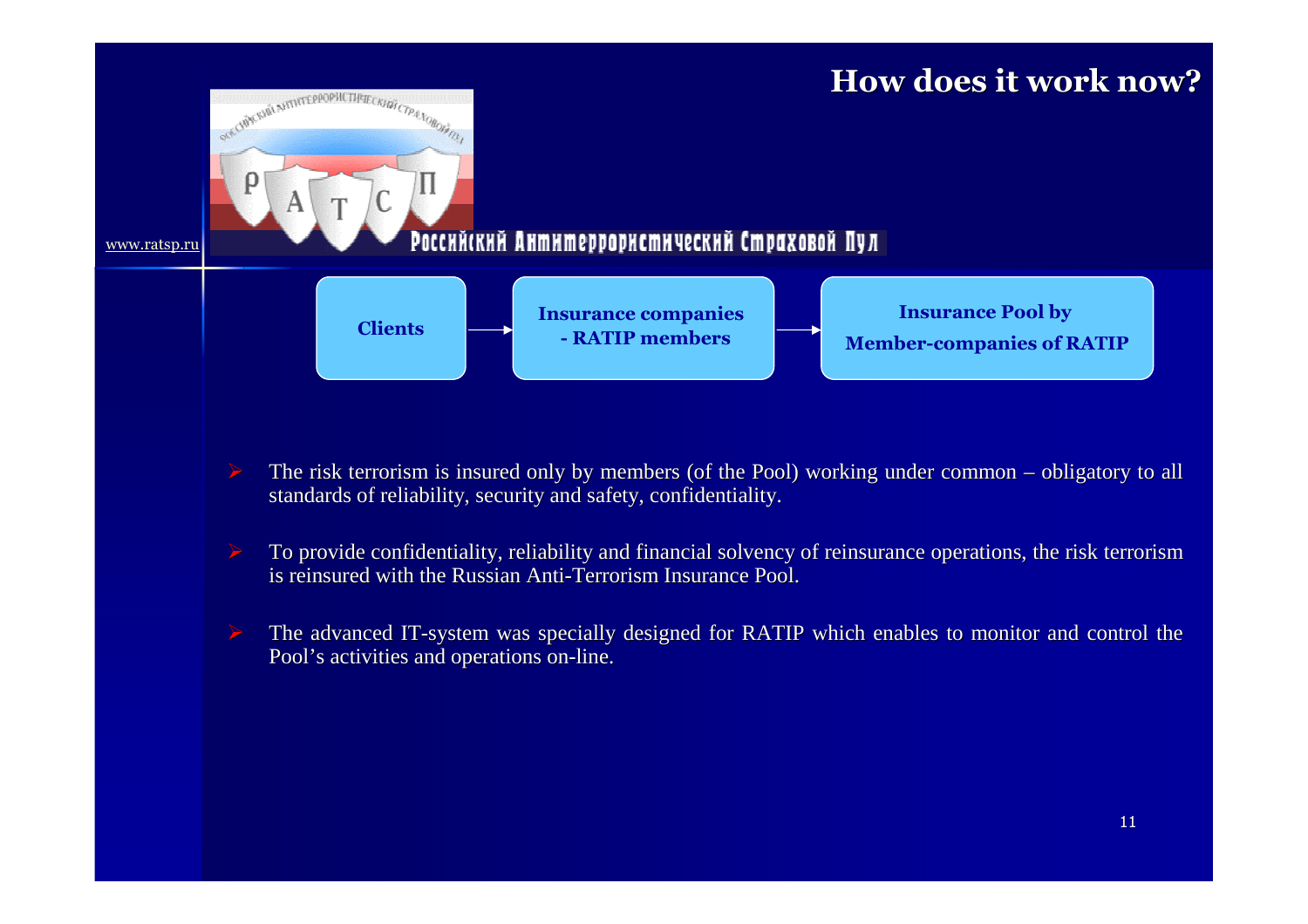# How does it work now?

www.ratsp.ru

Российский Антитеррористический Страховой Пул

Clients → Insurance companies - RATIP members → Insurance Pool by Member-companies of RATIP

- The risk terrorism is insured only by members (of the Pool) working under common – obligatory to all standards of reliability, security and safety, confidentiality.
- To provide confidentiality, reliability and financial solvency of reinsurance operations, the risk terrorism is reinsured with the Russian Anti-Terrorism Insurance Pool.
- The advanced IT-system was specially designed for RATIP which enables to monitor and control the Pool's activities and operations on-line.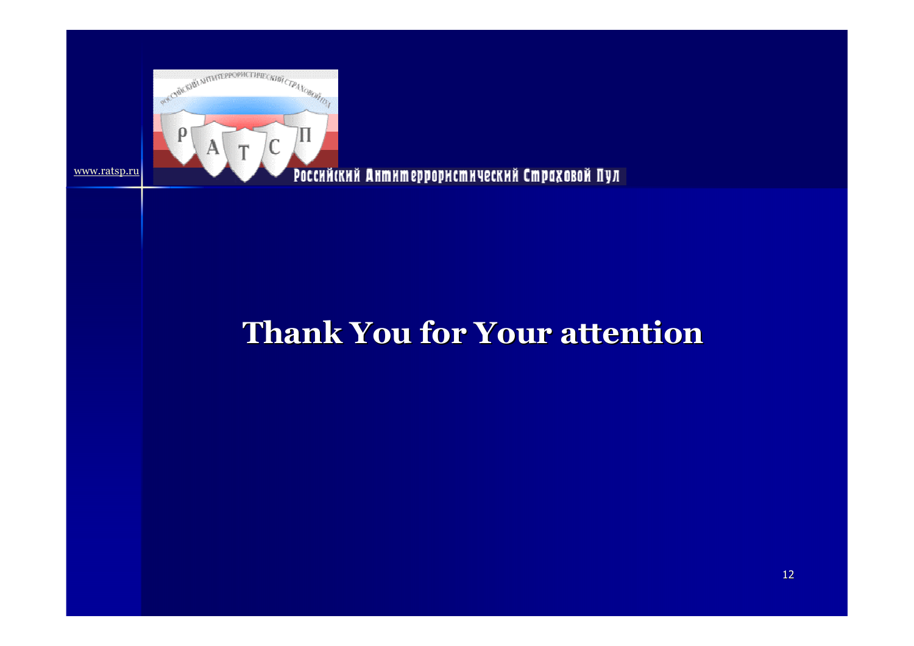www.ratsp.ru

Российский Антитеррористический Страховой Пул

# Thank You for Your attention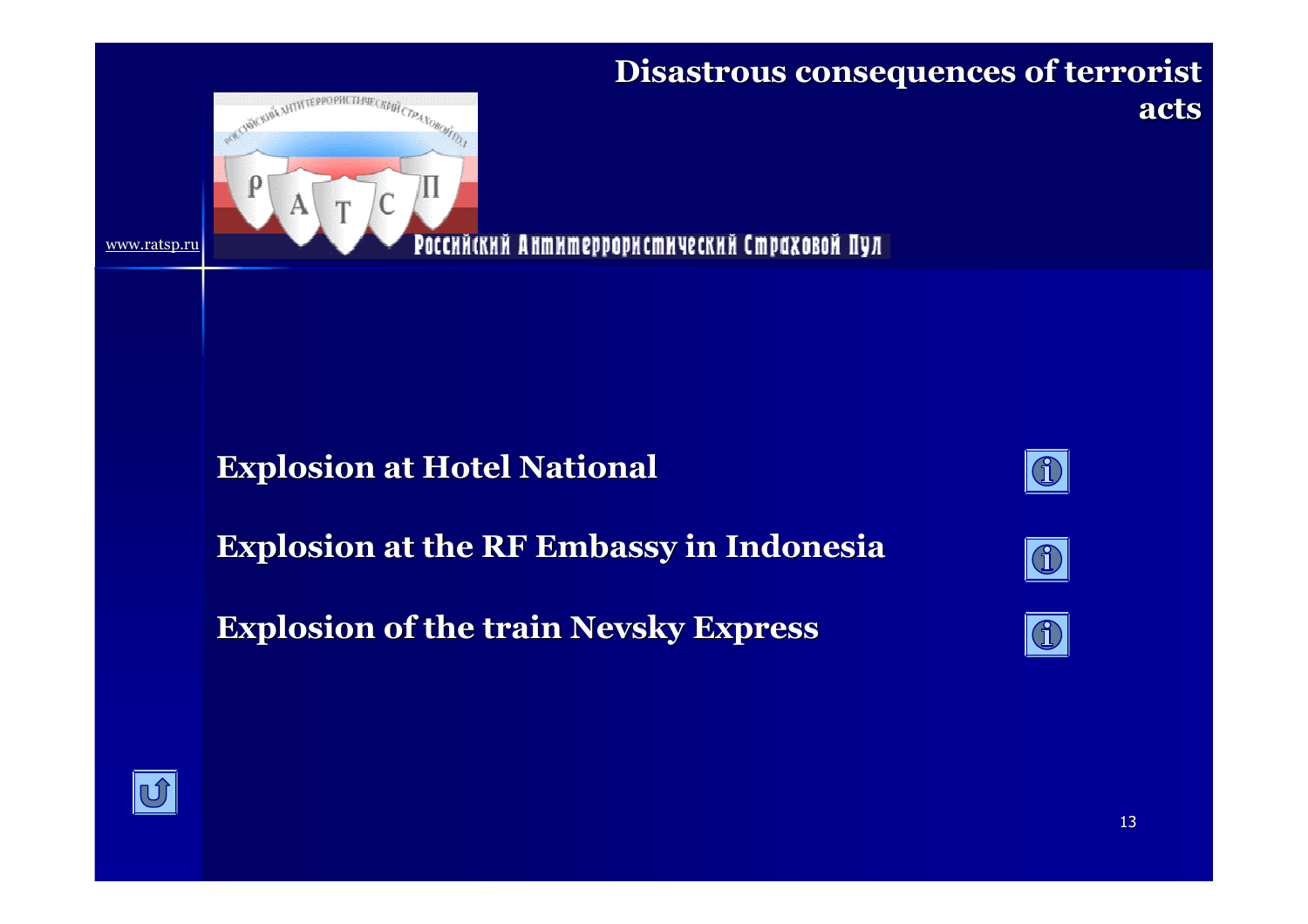# Disastrous consequences of terrorist acts

www.ratsp.ru

Российский Антитеррористический Страховой Пул

**Explosion at Hotel National**

**Explosion at the RF Embassy in Indonesia**

**Explosion of the train Nevsky Express**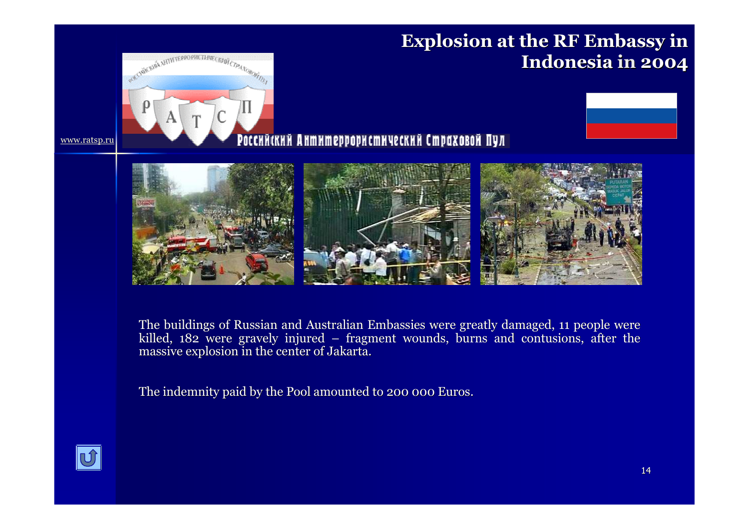# Explosion at the RF Embassy in Indonesia in 2004

www.ratsp.ru

Российский Антитеррористический Страховой Пул

The buildings of Russian and Australian Embassies were greatly damaged, 11 people were killed, 182 were gravely injured – fragment wounds, burns and contusions, after the massive explosion in the center of Jakarta.

The indemnity paid by the Pool amounted to 200 000 Euros.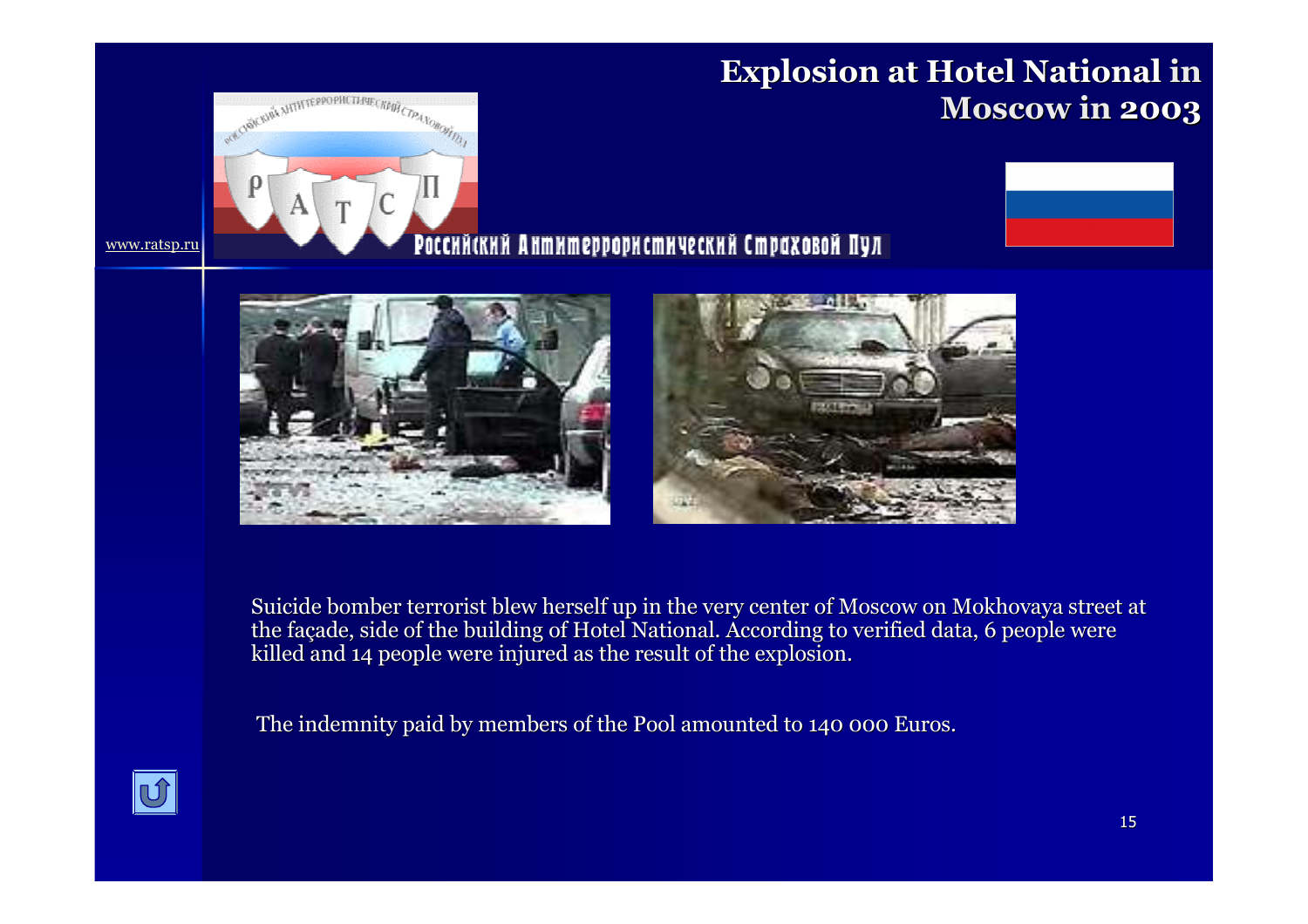# Explosion at Hotel National in Moscow in 2003

www.ratsp.ru

Российский Антитеррористический Страховой Пул

Suicide bomber terrorist blew herself up in the very center of Moscow on Mokhovaya street at the façade, side of the building of Hotel National. According to verified data, 6 people were killed and 14 people were injured as the result of the explosion.

The indemnity paid by members of the Pool amounted to 140 000 Euros.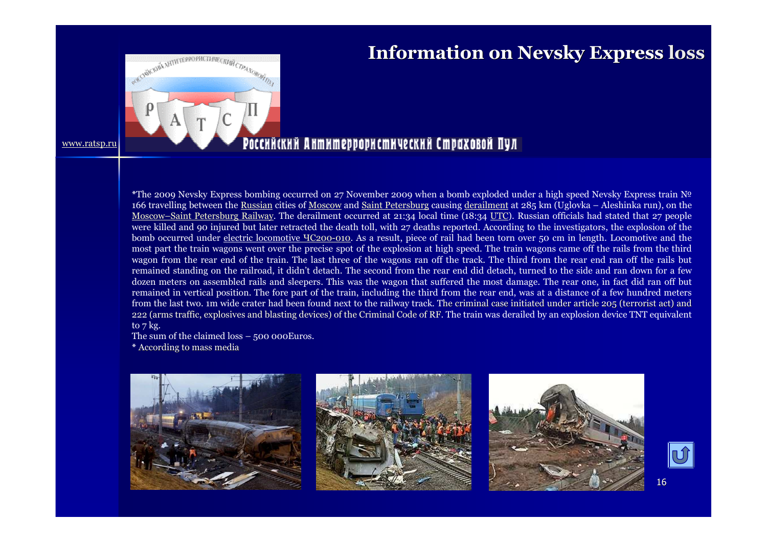# Information on Nevsky Express loss

www.ratsp.ru

Российский Антитеррористический Страховой Пул

*The 2009 Nevsky Express bombing occurred on 27 November 2009 when a bomb exploded under a high speed Nevsky Express train № 166 travelling between the Russian cities of Moscow and Saint Petersburg causing derailment at 285 km (Uglovka – Aleshinka run), on the Moscow–Saint Petersburg Railway. The derailment occurred at 21:34 local time (18:34 UTC). Russian officials had stated that 27 people were killed and 90 injured but later retracted the death toll, with 27 deaths reported. According to the investigators, the explosion of the bomb occurred under electric locomotive ЧС200-010. As a result, piece of rail had been torn over 50 cm in length. Locomotive and the most part the train wagons went over the precise spot of the explosion at high speed. The train wagons came off the rails from the third wagon from the rear end of the train. The last three of the wagons ran off the track. The third from the rear end ran off the rails but remained standing on the railroad, it didn't detach. The second from the rear end did detach, turned to the side and ran down for a few dozen meters on assembled rails and sleepers. This was the wagon that suffered the most damage. The rear one, in fact did ran off but remained in vertical position. The fore part of the train, including the third from the rear end, was at a distance of a few hundred meters from the last two. 1m wide crater had been found next to the railway track. The criminal case initiated under article 205 (terrorist act) and 222 (arms traffic, explosives and blasting devices) of the Criminal Code of RF. The train was derailed by an explosion device TNT equivalent to 7 kg.

The sum of the claimed loss – 500 000Euros.

* According to mass media